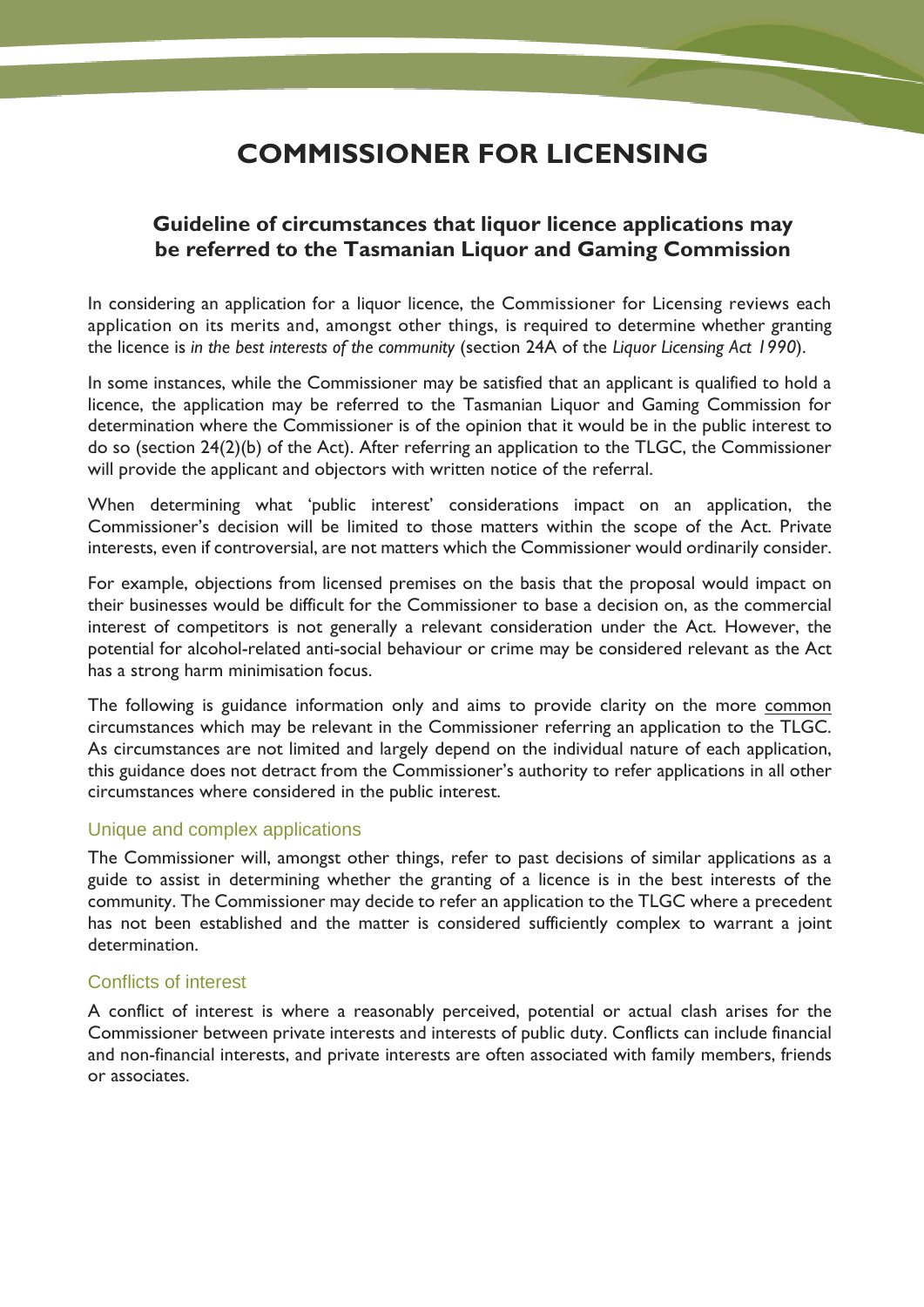# COMMISSIONER FOR LICENSING

## Guideline of circumstances that liquor licence applications may be referred to the Tasmanian Liquor and Gaming Commission

In considering an application for a liquor licence, the Commissioner for Licensing reviews each application on its merits and, amongst other things, is required to determine whether granting the licence is *in the best interests of the community* (section 24A of the *Liquor Licensing Act 1990*).

In some instances, while the Commissioner may be satisfied that an applicant is qualified to hold a licence, the application may be referred to the Tasmanian Liquor and Gaming Commission for determination where the Commissioner is of the opinion that it would be in the public interest to do so (section 24(2)(b) of the Act). After referring an application to the TLGC, the Commissioner will provide the applicant and objectors with written notice of the referral.

When determining what 'public interest' considerations impact on an application, the Commissioner's decision will be limited to those matters within the scope of the Act. Private interests, even if controversial, are not matters which the Commissioner would ordinarily consider.

For example, objections from licensed premises on the basis that the proposal would impact on their businesses would be difficult for the Commissioner to base a decision on, as the commercial interest of competitors is not generally a relevant consideration under the Act. However, the potential for alcohol-related anti-social behaviour or crime may be considered relevant as the Act has a strong harm minimisation focus.

The following is guidance information only and aims to provide clarity on the more common circumstances which may be relevant in the Commissioner referring an application to the TLGC. As circumstances are not limited and largely depend on the individual nature of each application, this guidance does not detract from the Commissioner's authority to refer applications in all other circumstances where considered in the public interest.

### Unique and complex applications

The Commissioner will, amongst other things, refer to past decisions of similar applications as a guide to assist in determining whether the granting of a licence is in the best interests of the community. The Commissioner may decide to refer an application to the TLGC where a precedent has not been established and the matter is considered sufficiently complex to warrant a joint determination.

### Conflicts of interest

A conflict of interest is where a reasonably perceived, potential or actual clash arises for the Commissioner between private interests and interests of public duty. Conflicts can include financial and non-financial interests, and private interests are often associated with family members, friends or associates.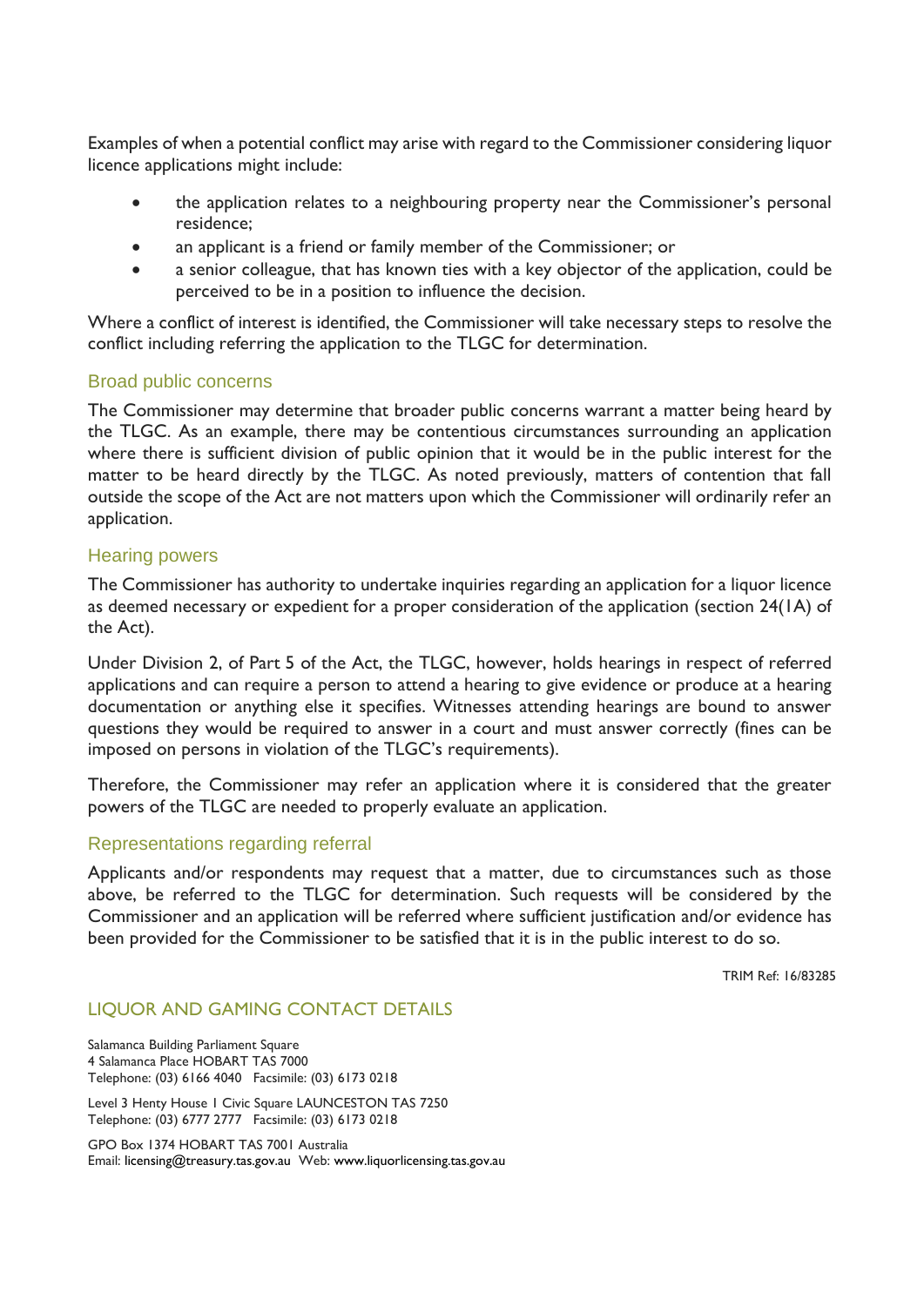Examples of when a potential conflict may arise with regard to the Commissioner considering liquor licence applications might include:

- the application relates to a neighbouring property near the Commissioner's personal residence;
- an applicant is a friend or family member of the Commissioner; or
- a senior colleague, that has known ties with a key objector of the application, could be perceived to be in a position to influence the decision.

Where a conflict of interest is identified, the Commissioner will take necessary steps to resolve the conflict including referring the application to the TLGC for determination.

### Broad public concerns

The Commissioner may determine that broader public concerns warrant a matter being heard by the TLGC. As an example, there may be contentious circumstances surrounding an application where there is sufficient division of public opinion that it would be in the public interest for the matter to be heard directly by the TLGC. As noted previously, matters of contention that fall outside the scope of the Act are not matters upon which the Commissioner will ordinarily refer an application.

### Hearing powers

The Commissioner has authority to undertake inquiries regarding an application for a liquor licence as deemed necessary or expedient for a proper consideration of the application (section 24(1A) of the Act).

Under Division 2, of Part 5 of the Act, the TLGC, however, holds hearings in respect of referred applications and can require a person to attend a hearing to give evidence or produce at a hearing documentation or anything else it specifies. Witnesses attending hearings are bound to answer questions they would be required to answer in a court and must answer correctly (fines can be imposed on persons in violation of the TLGC's requirements).

Therefore, the Commissioner may refer an application where it is considered that the greater powers of the TLGC are needed to properly evaluate an application.

### Representations regarding referral

Applicants and/or respondents may request that a matter, due to circumstances such as those above, be referred to the TLGC for determination. Such requests will be considered by the Commissioner and an application will be referred where sufficient justification and/or evidence has been provided for the Commissioner to be satisfied that it is in the public interest to do so.

TRIM Ref: 16/83285

## LIQUOR AND GAMING CONTACT DETAILS

Salamanca Building Parliament Square
4 Salamanca Place HOBART TAS 7000
Telephone: (03) 6166 4040 Facsimile: (03) 6173 0218

Level 3 Henty House 1 Civic Square LAUNCESTON TAS 7250
Telephone: (03) 6777 2777 Facsimile: (03) 6173 0218

GPO Box 1374 HOBART TAS 7001 Australia
Email: licensing@treasury.tas.gov.au Web: www.liquorlicensing.tas.gov.au